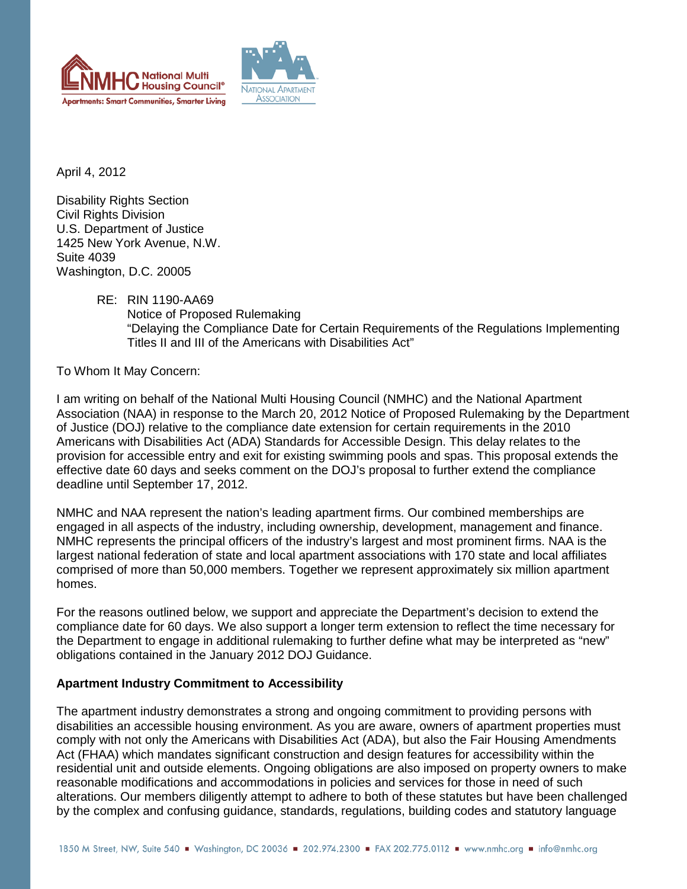April 4, 2012

Disability Rights Section
Civil Rights Division
U.S. Department of Justice
1425 New York Avenue, N.W.
Suite 4039
Washington, D.C. 20005

RE: RIN 1190-AA69
Notice of Proposed Rulemaking
"Delaying the Compliance Date for Certain Requirements of the Regulations Implementing Titles II and III of the Americans with Disabilities Act"

To Whom It May Concern:

I am writing on behalf of the National Multi Housing Council (NMHC) and the National Apartment Association (NAA) in response to the March 20, 2012 Notice of Proposed Rulemaking by the Department of Justice (DOJ) relative to the compliance date extension for certain requirements in the 2010 Americans with Disabilities Act (ADA) Standards for Accessible Design. This delay relates to the provision for accessible entry and exit for existing swimming pools and spas. This proposal extends the effective date 60 days and seeks comment on the DOJ's proposal to further extend the compliance deadline until September 17, 2012.

NMHC and NAA represent the nation's leading apartment firms. Our combined memberships are engaged in all aspects of the industry, including ownership, development, management and finance. NMHC represents the principal officers of the industry's largest and most prominent firms. NAA is the largest national federation of state and local apartment associations with 170 state and local affiliates comprised of more than 50,000 members. Together we represent approximately six million apartment homes.

For the reasons outlined below, we support and appreciate the Department's decision to extend the compliance date for 60 days. We also support a longer term extension to reflect the time necessary for the Department to engage in additional rulemaking to further define what may be interpreted as "new" obligations contained in the January 2012 DOJ Guidance.

**Apartment Industry Commitment to Accessibility**

The apartment industry demonstrates a strong and ongoing commitment to providing persons with disabilities an accessible housing environment. As you are aware, owners of apartment properties must comply with not only the Americans with Disabilities Act (ADA), but also the Fair Housing Amendments Act (FHAA) which mandates significant construction and design features for accessibility within the residential unit and outside elements. Ongoing obligations are also imposed on property owners to make reasonable modifications and accommodations in policies and services for those in need of such alterations. Our members diligently attempt to adhere to both of these statutes but have been challenged by the complex and confusing guidance, standards, regulations, building codes and statutory language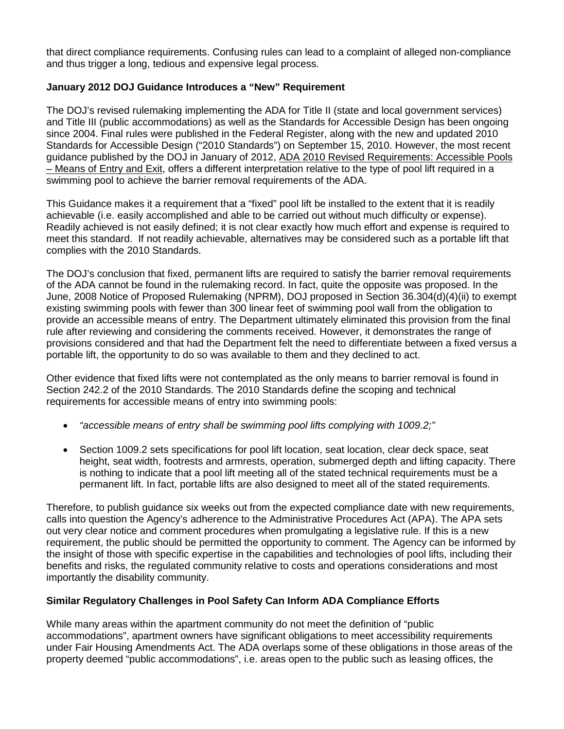that direct compliance requirements. Confusing rules can lead to a complaint of alleged non-compliance and thus trigger a long, tedious and expensive legal process.

**January 2012 DOJ Guidance Introduces a "New" Requirement**

The DOJ's revised rulemaking implementing the ADA for Title II (state and local government services) and Title III (public accommodations) as well as the Standards for Accessible Design has been ongoing since 2004. Final rules were published in the Federal Register, along with the new and updated 2010 Standards for Accessible Design ("2010 Standards") on September 15, 2010. However, the most recent guidance published by the DOJ in January of 2012, ADA 2010 Revised Requirements: Accessible Pools – Means of Entry and Exit, offers a different interpretation relative to the type of pool lift required in a swimming pool to achieve the barrier removal requirements of the ADA.

This Guidance makes it a requirement that a "fixed" pool lift be installed to the extent that it is readily achievable (i.e. easily accomplished and able to be carried out without much difficulty or expense). Readily achieved is not easily defined; it is not clear exactly how much effort and expense is required to meet this standard. If not readily achievable, alternatives may be considered such as a portable lift that complies with the 2010 Standards.

The DOJ's conclusion that fixed, permanent lifts are required to satisfy the barrier removal requirements of the ADA cannot be found in the rulemaking record. In fact, quite the opposite was proposed. In the June, 2008 Notice of Proposed Rulemaking (NPRM), DOJ proposed in Section 36.304(d)(4)(ii) to exempt existing swimming pools with fewer than 300 linear feet of swimming pool wall from the obligation to provide an accessible means of entry. The Department ultimately eliminated this provision from the final rule after reviewing and considering the comments received. However, it demonstrates the range of provisions considered and that had the Department felt the need to differentiate between a fixed versus a portable lift, the opportunity to do so was available to them and they declined to act.

Other evidence that fixed lifts were not contemplated as the only means to barrier removal is found in Section 242.2 of the 2010 Standards. The 2010 Standards define the scoping and technical requirements for accessible means of entry into swimming pools:

- *"accessible means of entry shall be swimming pool lifts complying with 1009.2;"*
- Section 1009.2 sets specifications for pool lift location, seat location, clear deck space, seat height, seat width, footrests and armrests, operation, submerged depth and lifting capacity. There is nothing to indicate that a pool lift meeting all of the stated technical requirements must be a permanent lift. In fact, portable lifts are also designed to meet all of the stated requirements.

Therefore, to publish guidance six weeks out from the expected compliance date with new requirements, calls into question the Agency's adherence to the Administrative Procedures Act (APA). The APA sets out very clear notice and comment procedures when promulgating a legislative rule. If this is a new requirement, the public should be permitted the opportunity to comment. The Agency can be informed by the insight of those with specific expertise in the capabilities and technologies of pool lifts, including their benefits and risks, the regulated community relative to costs and operations considerations and most importantly the disability community.

**Similar Regulatory Challenges in Pool Safety Can Inform ADA Compliance Efforts**

While many areas within the apartment community do not meet the definition of "public accommodations", apartment owners have significant obligations to meet accessibility requirements under Fair Housing Amendments Act. The ADA overlaps some of these obligations in those areas of the property deemed "public accommodations", i.e. areas open to the public such as leasing offices, the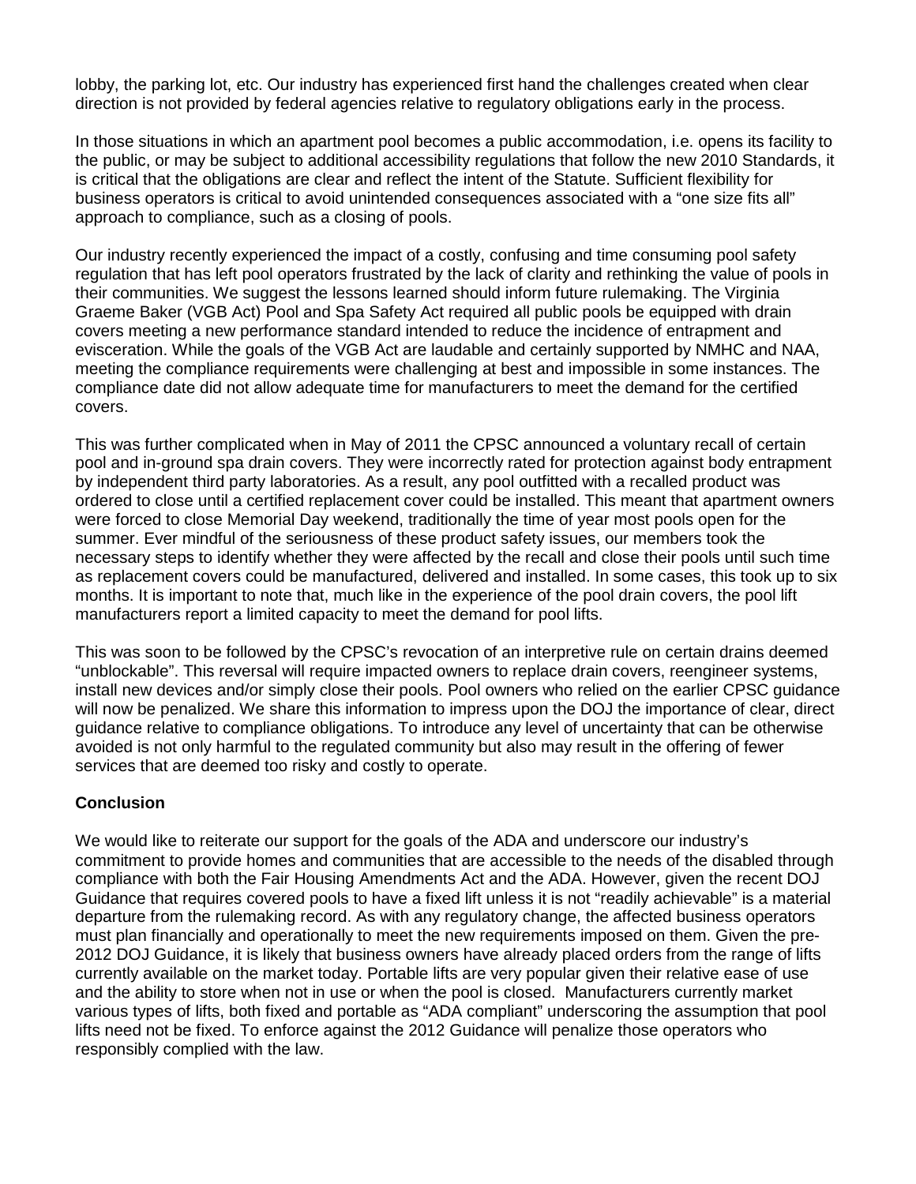lobby, the parking lot, etc. Our industry has experienced first hand the challenges created when clear direction is not provided by federal agencies relative to regulatory obligations early in the process.

In those situations in which an apartment pool becomes a public accommodation, i.e. opens its facility to the public, or may be subject to additional accessibility regulations that follow the new 2010 Standards, it is critical that the obligations are clear and reflect the intent of the Statute. Sufficient flexibility for business operators is critical to avoid unintended consequences associated with a "one size fits all" approach to compliance, such as a closing of pools.

Our industry recently experienced the impact of a costly, confusing and time consuming pool safety regulation that has left pool operators frustrated by the lack of clarity and rethinking the value of pools in their communities. We suggest the lessons learned should inform future rulemaking. The Virginia Graeme Baker (VGB Act) Pool and Spa Safety Act required all public pools be equipped with drain covers meeting a new performance standard intended to reduce the incidence of entrapment and evisceration. While the goals of the VGB Act are laudable and certainly supported by NMHC and NAA, meeting the compliance requirements were challenging at best and impossible in some instances. The compliance date did not allow adequate time for manufacturers to meet the demand for the certified covers.

This was further complicated when in May of 2011 the CPSC announced a voluntary recall of certain pool and in-ground spa drain covers. They were incorrectly rated for protection against body entrapment by independent third party laboratories. As a result, any pool outfitted with a recalled product was ordered to close until a certified replacement cover could be installed. This meant that apartment owners were forced to close Memorial Day weekend, traditionally the time of year most pools open for the summer. Ever mindful of the seriousness of these product safety issues, our members took the necessary steps to identify whether they were affected by the recall and close their pools until such time as replacement covers could be manufactured, delivered and installed. In some cases, this took up to six months. It is important to note that, much like in the experience of the pool drain covers, the pool lift manufacturers report a limited capacity to meet the demand for pool lifts.

This was soon to be followed by the CPSC's revocation of an interpretive rule on certain drains deemed "unblockable". This reversal will require impacted owners to replace drain covers, reengineer systems, install new devices and/or simply close their pools. Pool owners who relied on the earlier CPSC guidance will now be penalized. We share this information to impress upon the DOJ the importance of clear, direct guidance relative to compliance obligations. To introduce any level of uncertainty that can be otherwise avoided is not only harmful to the regulated community but also may result in the offering of fewer services that are deemed too risky and costly to operate.

**Conclusion**

We would like to reiterate our support for the goals of the ADA and underscore our industry's commitment to provide homes and communities that are accessible to the needs of the disabled through compliance with both the Fair Housing Amendments Act and the ADA. However, given the recent DOJ Guidance that requires covered pools to have a fixed lift unless it is not "readily achievable" is a material departure from the rulemaking record. As with any regulatory change, the affected business operators must plan financially and operationally to meet the new requirements imposed on them. Given the pre-2012 DOJ Guidance, it is likely that business owners have already placed orders from the range of lifts currently available on the market today. Portable lifts are very popular given their relative ease of use and the ability to store when not in use or when the pool is closed. Manufacturers currently market various types of lifts, both fixed and portable as "ADA compliant" underscoring the assumption that pool lifts need not be fixed. To enforce against the 2012 Guidance will penalize those operators who responsibly complied with the law.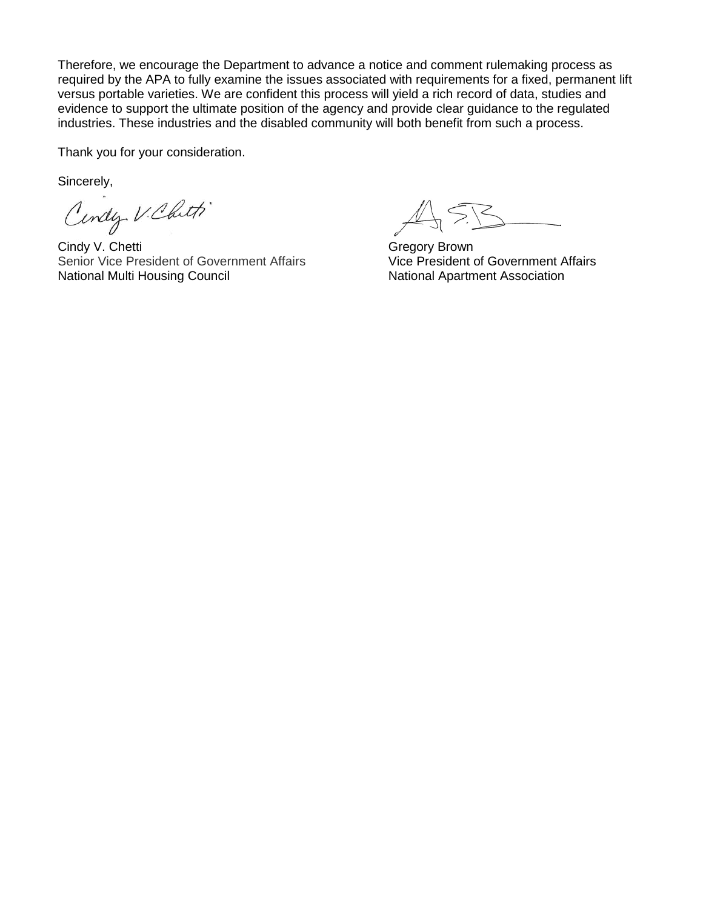Therefore, we encourage the Department to advance a notice and comment rulemaking process as required by the APA to fully examine the issues associated with requirements for a fixed, permanent lift versus portable varieties. We are confident this process will yield a rich record of data, studies and evidence to support the ultimate position of the agency and provide clear guidance to the regulated industries. These industries and the disabled community will both benefit from such a process.

Thank you for your consideration.

Sincerely,

Cindy V. Chetti
Senior Vice President of Government Affairs
National Multi Housing Council

Gregory Brown
Vice President of Government Affairs
National Apartment Association